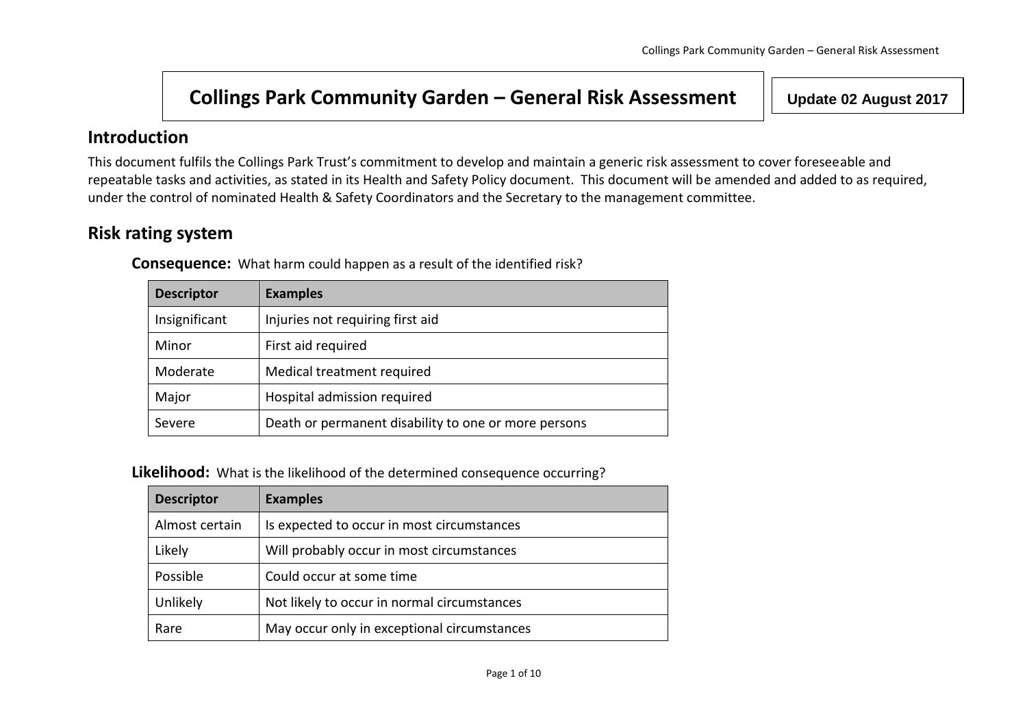# Collings Park Community Garden – General Risk Assessment

**Update 02 August 2017**

## Introduction

This document fulfils the Collings Park Trust's commitment to develop and maintain a generic risk assessment to cover foreseeable and repeatable tasks and activities, as stated in its Health and Safety Policy document. This document will be amended and added to as required, under the control of nominated Health & Safety Coordinators and the Secretary to the management committee.

## Risk rating system

**Consequence:** What harm could happen as a result of the identified risk?

| Descriptor | Examples |
|---|---|
| Insignificant | Injuries not requiring first aid |
| Minor | First aid required |
| Moderate | Medical treatment required |
| Major | Hospital admission required |
| Severe | Death or permanent disability to one or more persons |

**Likelihood:** What is the likelihood of the determined consequence occurring?

| Descriptor | Examples |
|---|---|
| Almost certain | Is expected to occur in most circumstances |
| Likely | Will probably occur in most circumstances |
| Possible | Could occur at some time |
| Unlikely | Not likely to occur in normal circumstances |
| Rare | May occur only in exceptional circumstances |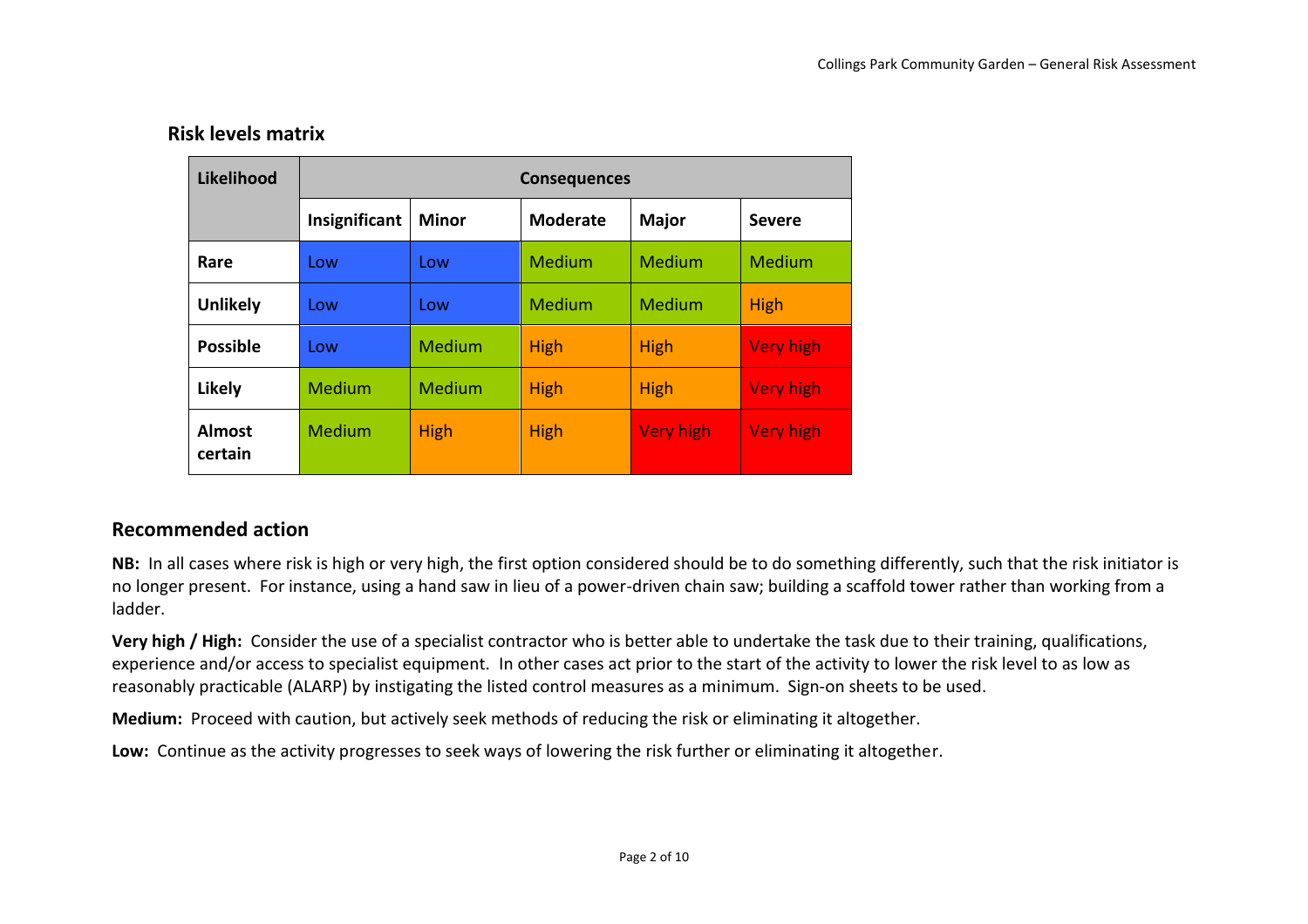## Risk levels matrix

| Likelihood | Consequences | | | | |
|---|---|---|---|---|---|
| | **Insignificant** | **Minor** | **Moderate** | **Major** | **Severe** |
| **Rare** | Low | Low | Medium | Medium | Medium |
| **Unlikely** | Low | Low | Medium | Medium | High |
| **Possible** | Low | Medium | High | High | Very high |
| **Likely** | Medium | Medium | High | High | Very high |
| **Almost certain** | Medium | High | High | Very high | Very high |

## Recommended action

**NB:** In all cases where risk is high or very high, the first option considered should be to do something differently, such that the risk initiator is no longer present. For instance, using a hand saw in lieu of a power-driven chain saw; building a scaffold tower rather than working from a ladder.

**Very high / High:** Consider the use of a specialist contractor who is better able to undertake the task due to their training, qualifications, experience and/or access to specialist equipment. In other cases act prior to the start of the activity to lower the risk level to as low as reasonably practicable (ALARP) by instigating the listed control measures as a minimum. Sign-on sheets to be used.

**Medium:** Proceed with caution, but actively seek methods of reducing the risk or eliminating it altogether.

**Low:** Continue as the activity progresses to seek ways of lowering the risk further or eliminating it altogether.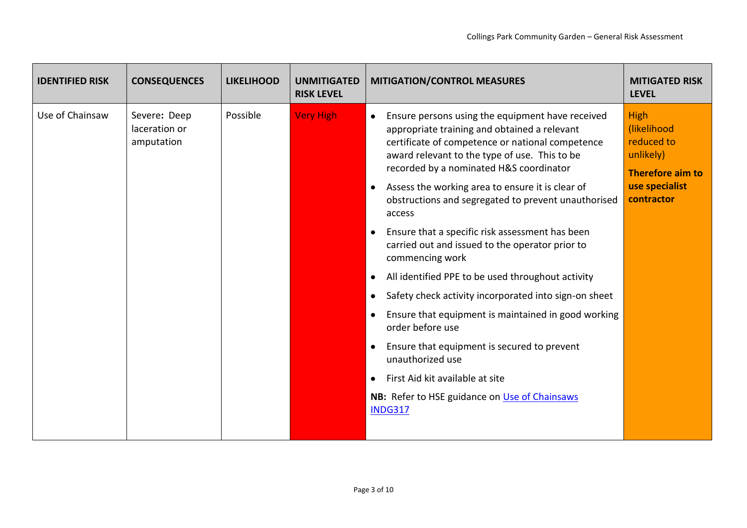| IDENTIFIED RISK | CONSEQUENCES | LIKELIHOOD | UNMITIGATED RISK LEVEL | MITIGATION/CONTROL MEASURES | MITIGATED RISK LEVEL |
|---|---|---|---|---|---|
| Use of Chainsaw | Severe: Deep laceration or amputation | Possible | Very High | • Ensure persons using the equipment have received appropriate training and obtained a relevant certificate of competence or national competence award relevant to the type of use. This to be recorded by a nominated H&S coordinator<br>• Assess the working area to ensure it is clear of obstructions and segregated to prevent unauthorised access<br>• Ensure that a specific risk assessment has been carried out and issued to the operator prior to commencing work<br>• All identified PPE to be used throughout activity<br>• Safety check activity incorporated into sign-on sheet<br>• Ensure that equipment is maintained in good working order before use<br>• Ensure that equipment is secured to prevent unauthorized use<br>• First Aid kit available at site<br>**NB:** Refer to HSE guidance on [Use of Chainsaws INDG317]() | High (likelihood reduced to unlikely)<br>**Therefore aim to use specialist contractor** |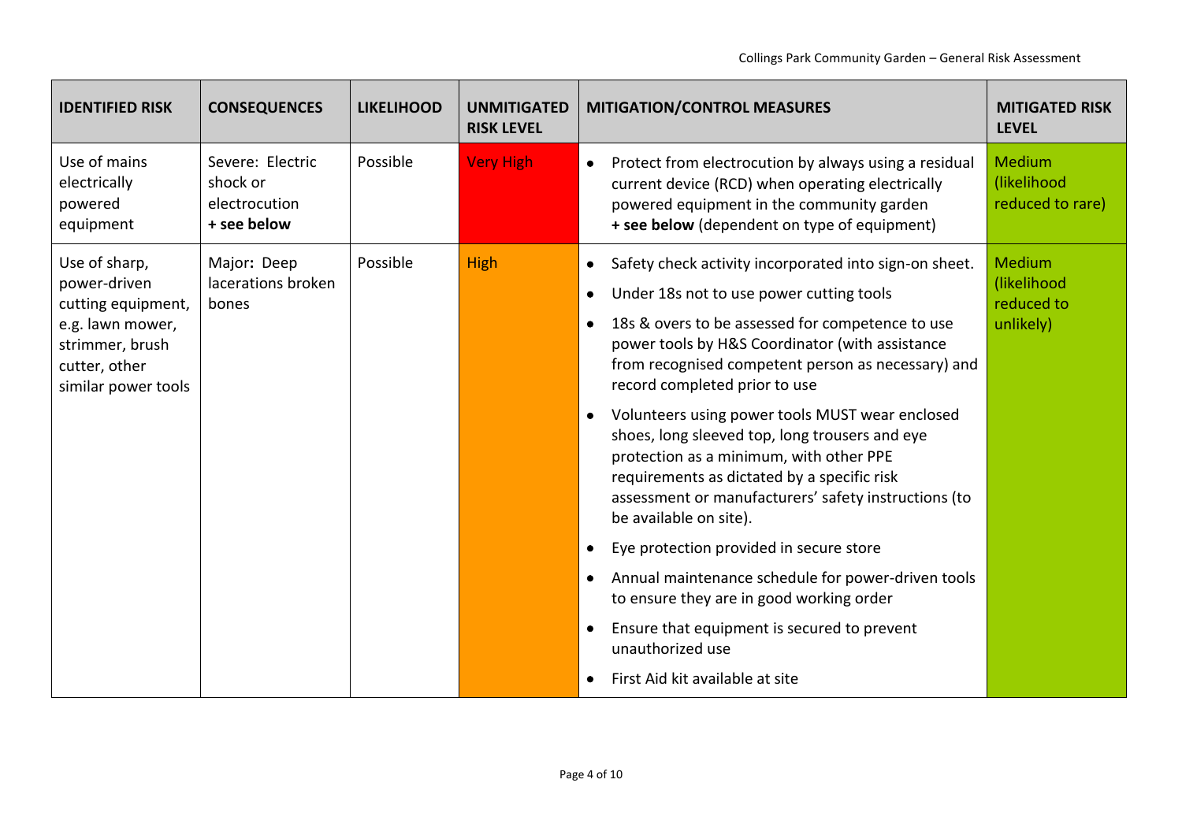| IDENTIFIED RISK | CONSEQUENCES | LIKELIHOOD | UNMITIGATED RISK LEVEL | MITIGATION/CONTROL MEASURES | MITIGATED RISK LEVEL |
|---|---|---|---|---|---|
| Use of mains electrically powered equipment | Severe: Electric shock or electrocution **+ see below** | Possible | Very High | • Protect from electrocution by always using a residual current device (RCD) when operating electrically powered equipment in the community garden **+ see below** (dependent on type of equipment) | Medium (likelihood reduced to rare) |
| Use of sharp, power-driven cutting equipment, e.g. lawn mower, strimmer, brush cutter, other similar power tools | Major**:** Deep lacerations broken bones | Possible | High | • Safety check activity incorporated into sign-on sheet.<br>• Under 18s not to use power cutting tools<br>• 18s & overs to be assessed for competence to use power tools by H&S Coordinator (with assistance from recognised competent person as necessary) and record completed prior to use<br>• Volunteers using power tools MUST wear enclosed shoes, long sleeved top, long trousers and eye protection as a minimum, with other PPE requirements as dictated by a specific risk assessment or manufacturers' safety instructions (to be available on site).<br>• Eye protection provided in secure store<br>• Annual maintenance schedule for power-driven tools to ensure they are in good working order<br>• Ensure that equipment is secured to prevent unauthorized use<br>• First Aid kit available at site | Medium (likelihood reduced to unlikely) |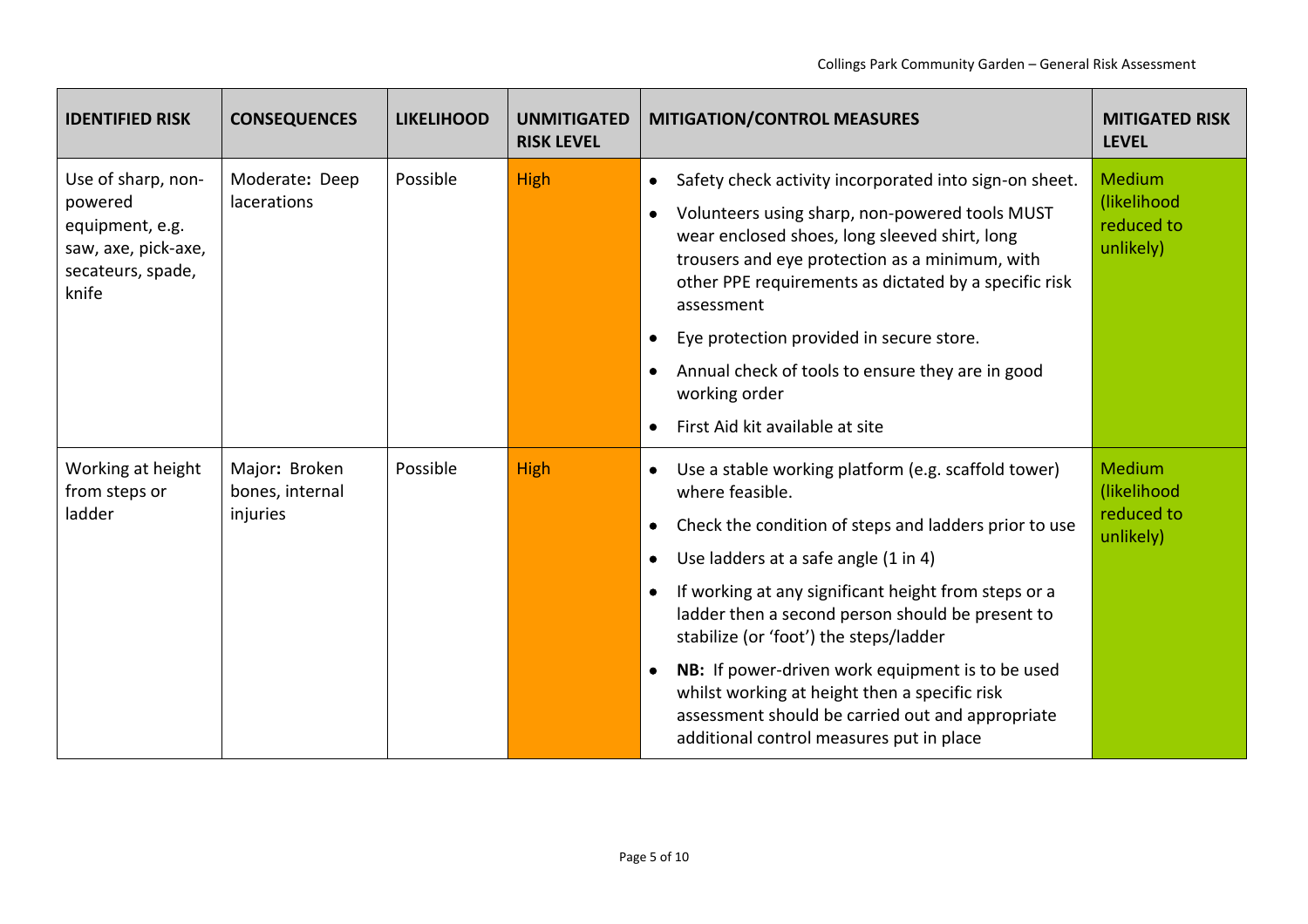| IDENTIFIED RISK | CONSEQUENCES | LIKELIHOOD | UNMITIGATED RISK LEVEL | MITIGATION/CONTROL MEASURES | MITIGATED RISK LEVEL |
|---|---|---|---|---|---|
| Use of sharp, non-powered equipment, e.g. saw, axe, pick-axe, secateurs, spade, knife | Moderate: Deep lacerations | Possible | High | • Safety check activity incorporated into sign-on sheet.<br>• Volunteers using sharp, non-powered tools MUST wear enclosed shoes, long sleeved shirt, long trousers and eye protection as a minimum, with other PPE requirements as dictated by a specific risk assessment<br>• Eye protection provided in secure store.<br>• Annual check of tools to ensure they are in good working order<br>• First Aid kit available at site | Medium (likelihood reduced to unlikely) |
| Working at height from steps or ladder | Major: Broken bones, internal injuries | Possible | High | • Use a stable working platform (e.g. scaffold tower) where feasible.<br>• Check the condition of steps and ladders prior to use<br>• Use ladders at a safe angle (1 in 4)<br>• If working at any significant height from steps or a ladder then a second person should be present to stabilize (or 'foot') the steps/ladder<br>• **NB:** If power-driven work equipment is to be used whilst working at height then a specific risk assessment should be carried out and appropriate additional control measures put in place | Medium (likelihood reduced to unlikely) |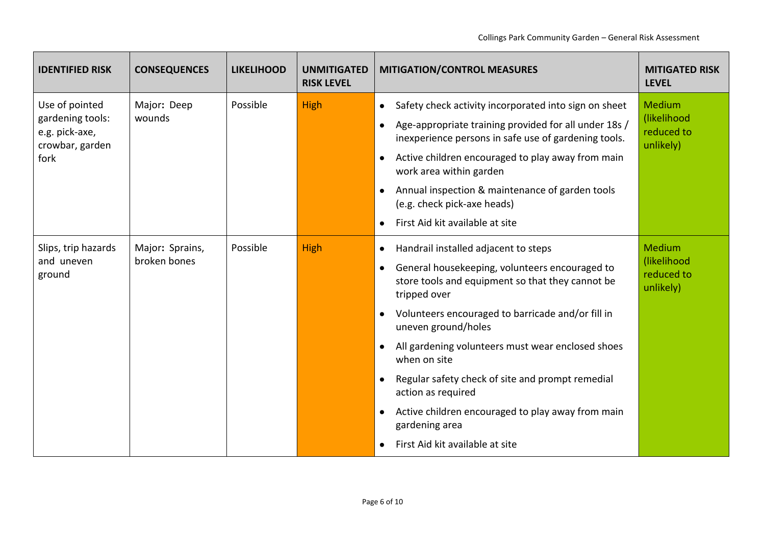| IDENTIFIED RISK | CONSEQUENCES | LIKELIHOOD | UNMITIGATED RISK LEVEL | MITIGATION/CONTROL MEASURES | MITIGATED RISK LEVEL |
|---|---|---|---|---|---|
| Use of pointed gardening tools: e.g. pick-axe, crowbar, garden fork | Major: Deep wounds | Possible | High | • Safety check activity incorporated into sign on sheet<br>• Age-appropriate training provided for all under 18s / inexperience persons in safe use of gardening tools.<br>• Active children encouraged to play away from main work area within garden<br>• Annual inspection & maintenance of garden tools (e.g. check pick-axe heads)<br>• First Aid kit available at site | Medium (likelihood reduced to unlikely) |
| Slips, trip hazards and uneven ground | Major: Sprains, broken bones | Possible | High | • Handrail installed adjacent to steps<br>• General housekeeping, volunteers encouraged to store tools and equipment so that they cannot be tripped over<br>• Volunteers encouraged to barricade and/or fill in uneven ground/holes<br>• All gardening volunteers must wear enclosed shoes when on site<br>• Regular safety check of site and prompt remedial action as required<br>• Active children encouraged to play away from main gardening area<br>• First Aid kit available at site | Medium (likelihood reduced to unlikely) |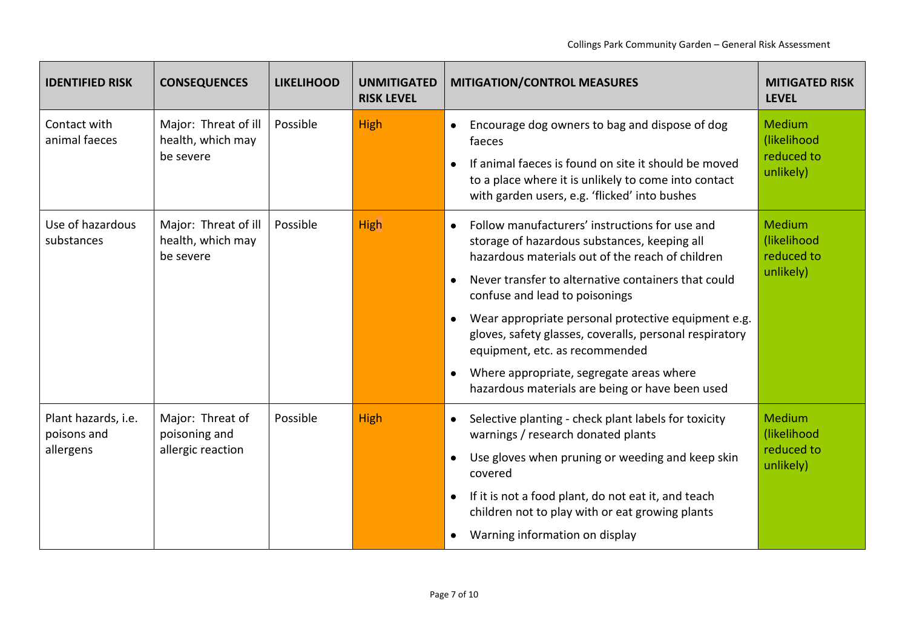| IDENTIFIED RISK | CONSEQUENCES | LIKELIHOOD | UNMITIGATED RISK LEVEL | MITIGATION/CONTROL MEASURES | MITIGATED RISK LEVEL |
|---|---|---|---|---|---|
| Contact with animal faeces | Major: Threat of ill health, which may be severe | Possible | High | • Encourage dog owners to bag and dispose of dog faeces<br>• If animal faeces is found on site it should be moved to a place where it is unlikely to come into contact with garden users, e.g. 'flicked' into bushes | Medium (likelihood reduced to unlikely) |
| Use of hazardous substances | Major: Threat of ill health, which may be severe | Possible | High | • Follow manufacturers' instructions for use and storage of hazardous substances, keeping all hazardous materials out of the reach of children<br>• Never transfer to alternative containers that could confuse and lead to poisonings<br>• Wear appropriate personal protective equipment e.g. gloves, safety glasses, coveralls, personal respiratory equipment, etc. as recommended<br>• Where appropriate, segregate areas where hazardous materials are being or have been used | Medium (likelihood reduced to unlikely) |
| Plant hazards, i.e. poisons and allergens | Major: Threat of poisoning and allergic reaction | Possible | High | • Selective planting - check plant labels for toxicity warnings / research donated plants<br>• Use gloves when pruning or weeding and keep skin covered<br>• If it is not a food plant, do not eat it, and teach children not to play with or eat growing plants<br>• Warning information on display | Medium (likelihood reduced to unlikely) |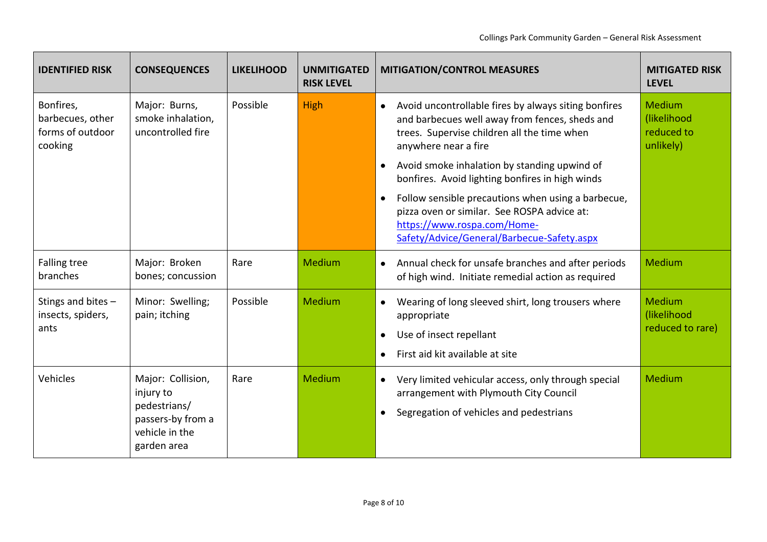| IDENTIFIED RISK | CONSEQUENCES | LIKELIHOOD | UNMITIGATED RISK LEVEL | MITIGATION/CONTROL MEASURES | MITIGATED RISK LEVEL |
|---|---|---|---|---|---|
| Bonfires, barbecues, other forms of outdoor cooking | Major: Burns, smoke inhalation, uncontrolled fire | Possible | High | • Avoid uncontrollable fires by always siting bonfires and barbecues well away from fences, sheds and trees. Supervise children all the time when anywhere near a fire<br>• Avoid smoke inhalation by standing upwind of bonfires. Avoid lighting bonfires in high winds<br>• Follow sensible precautions when using a barbecue, pizza oven or similar. See ROSPA advice at: [https://www.rospa.com/Home-Safety/Advice/General/Barbecue-Safety.aspx](https://www.rospa.com/Home-Safety/Advice/General/Barbecue-Safety.aspx) | Medium (likelihood reduced to unlikely) |
| Falling tree branches | Major: Broken bones; concussion | Rare | Medium | • Annual check for unsafe branches and after periods of high wind. Initiate remedial action as required | Medium |
| Stings and bites – insects, spiders, ants | Minor: Swelling; pain; itching | Possible | Medium | • Wearing of long sleeved shirt, long trousers where appropriate<br>• Use of insect repellant<br>• First aid kit available at site | Medium (likelihood reduced to rare) |
| Vehicles | Major: Collision, injury to pedestrians/ passers-by from a vehicle in the garden area | Rare | Medium | • Very limited vehicular access, only through special arrangement with Plymouth City Council<br>• Segregation of vehicles and pedestrians | Medium |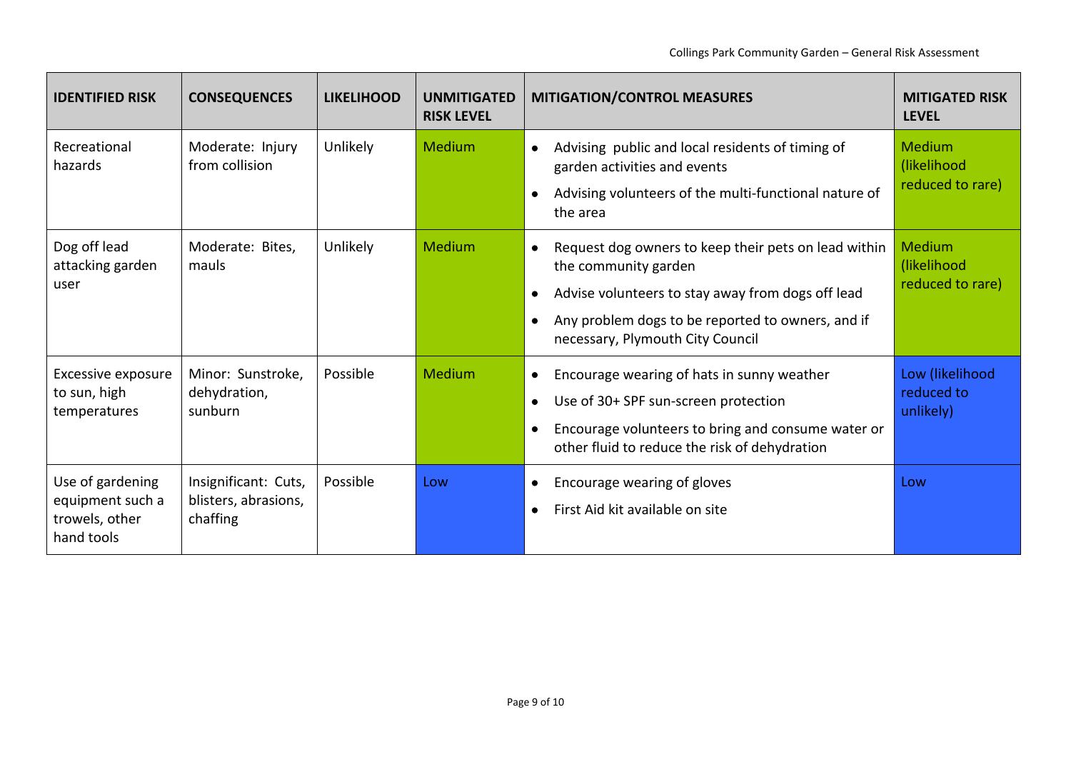| IDENTIFIED RISK | CONSEQUENCES | LIKELIHOOD | UNMITIGATED RISK LEVEL | MITIGATION/CONTROL MEASURES | MITIGATED RISK LEVEL |
|---|---|---|---|---|---|
| Recreational hazards | Moderate: Injury from collision | Unlikely | Medium | • Advising public and local residents of timing of garden activities and events<br>• Advising volunteers of the multi-functional nature of the area | Medium (likelihood reduced to rare) |
| Dog off lead attacking garden user | Moderate: Bites, mauls | Unlikely | Medium | • Request dog owners to keep their pets on lead within the community garden<br>• Advise volunteers to stay away from dogs off lead<br>• Any problem dogs to be reported to owners, and if necessary, Plymouth City Council | Medium (likelihood reduced to rare) |
| Excessive exposure to sun, high temperatures | Minor: Sunstroke, dehydration, sunburn | Possible | Medium | • Encourage wearing of hats in sunny weather<br>• Use of 30+ SPF sun-screen protection<br>• Encourage volunteers to bring and consume water or other fluid to reduce the risk of dehydration | Low (likelihood reduced to unlikely) |
| Use of gardening equipment such a trowels, other hand tools | Insignificant: Cuts, blisters, abrasions, chaffing | Possible | Low | • Encourage wearing of gloves<br>• First Aid kit available on site | Low |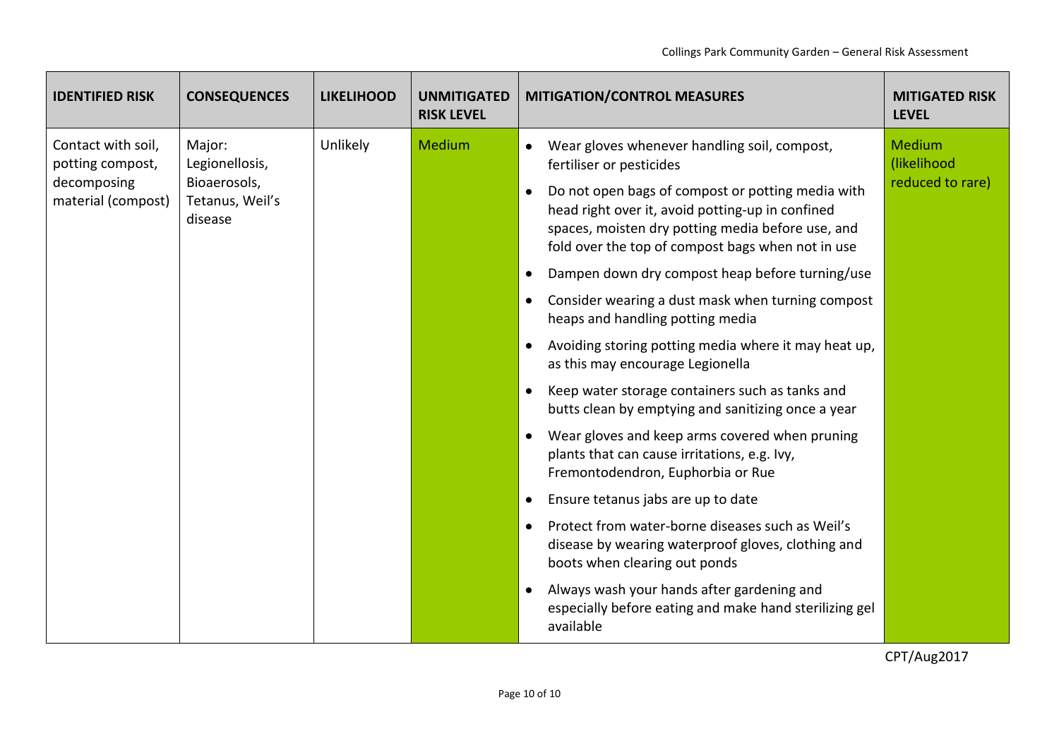| IDENTIFIED RISK | CONSEQUENCES | LIKELIHOOD | UNMITIGATED RISK LEVEL | MITIGATION/CONTROL MEASURES | MITIGATED RISK LEVEL |
|---|---|---|---|---|---|
| Contact with soil, potting compost, decomposing material (compost) | Major: Legionellosis, Bioaerosols, Tetanus, Weil's disease | Unlikely | Medium | • Wear gloves whenever handling soil, compost, fertiliser or pesticides<br>• Do not open bags of compost or potting media with head right over it, avoid potting-up in confined spaces, moisten dry potting media before use, and fold over the top of compost bags when not in use<br>• Dampen down dry compost heap before turning/use<br>• Consider wearing a dust mask when turning compost heaps and handling potting media<br>• Avoiding storing potting media where it may heat up, as this may encourage Legionella<br>• Keep water storage containers such as tanks and butts clean by emptying and sanitizing once a year<br>• Wear gloves and keep arms covered when pruning plants that can cause irritations, e.g. Ivy, Fremontodendron, Euphorbia or Rue<br>• Ensure tetanus jabs are up to date<br>• Protect from water-borne diseases such as Weil's disease by wearing waterproof gloves, clothing and boots when clearing out ponds<br>• Always wash your hands after gardening and especially before eating and make hand sterilizing gel available | Medium (likelihood reduced to rare) |

CPT/Aug2017